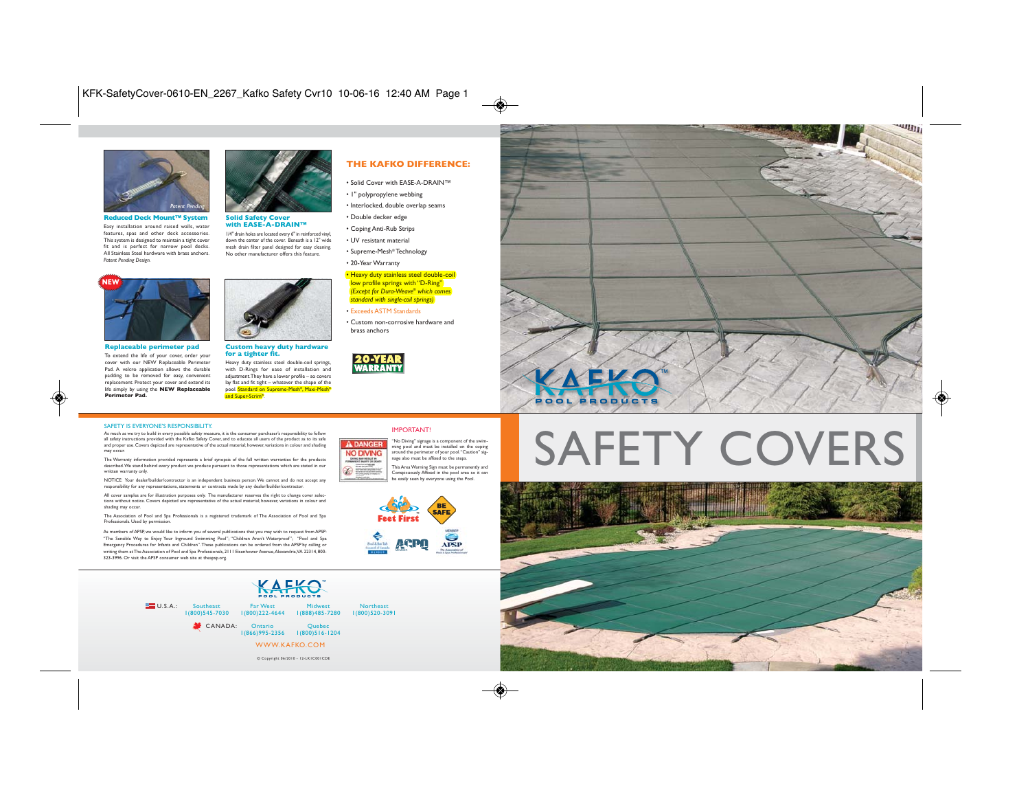### Reduced Deck Mount™ System

Easy installation around raised walls, water features, spas and other deck accessories. This system is designed to maintain a tight cover fit and is perfect for narrow pool decks. All Stainless Steel hardware with brass anchors. *Patent Pending Design.*

*Patent Pending*

### Solid Safety Cover with EASE-A-DRAIN™

1/4" drain holes are located every 6" in reinforced vinyl, down the center of the cover. Beneath is a 12" wide mesh drain filter panel designed for easy cleaning. No other manufacturer offers this feature.

NEW

### Replaceable perimeter pad

To extend the life of your cover, order your cover with our NEW Replaceable Perimeter Pad. A velcro application allows the durable padding to be removed for easy, convenient replacement. Protect your cover and extend its life simply by using the **NEW Replaceable Perimeter Pad.**

### Custom heavy duty hardware for a tighter fit.

Heavy duty stainless steel double-coil springs, with D-Rings for ease of installation and adjustment. They have a lower profile – so covers lay flat and fit tight – whatever the shape of the pool. Standard on Supreme-Mesh®, Maxi-Mesh® and Super-Scrim®.

## THE KAFKO DIFFERENCE:

- Solid Cover with EASE-A-DRAIN™
- 1" polypropylene webbing
- Interlocked, double overlap seams
- Double decker edge
- Coping Anti-Rub Strips
- UV resistant material
- Supreme-Mesh® Technology
- 20-Year Warranty
- Heavy duty stainless steel double-coil low profile springs with "D-Ring" *(Except for Dura-Weave® which comes standard with single-coil springs)*
- Exceeds ASTM Standards
- Custom non-corrosive hardware and brass anchors

20-YEAR WARRANTY

KAFKO™ POOL PRODUCTS

# SAFETY COVERS

## SAFETY IS EVERYONE'S RESPONSIBILITY.

As much as we try to build in every possible safety measure, it is the consumer purchaser's responsibility to follow all safety instructions provided with the Kafko Safety Cover, and to educate all users of the product as to its safe and proper use. Covers depicted are representative of the actual material; however, variations in colour and shading may occur.

The Warranty information provided represents a brief synopsis of the full written warranties for the products described. We stand behind every product we produce pursuant to those representations which are stated in our written warranty only.

NOTICE: Your dealer/builder/contractor is an independent business person. We cannot and do not accept any responsibility for any representations, statements or contracts made by any dealer/builder/contractor.

All cover samples are for illustration purposes only. The manufacturer reserves the right to change cover selections without notice. Covers depicted are representative of the actual material; however, variations in colour and shading may occur.

The Association of Pool and Spa Professionals is a registered trademark of The Association of Pool and Spa Professionals. Used by permission.

As members of APSP, we would like to inform you of several publications that you may wish to request from APSP: "The Sensible Way to Enjoy Your Inground Swimming Pool"; "Children Aren't Waterproof"; "Pool and Spa Emergency Procedures for Infants and Children". These publications can be ordered from the APSP by calling or writing them at The Association of Pool and Spa Professionals, 2111 Eisenhower Avenue, Alexandria, VA 22314, 800-323-3996. Or visit the APSP consumer web site at theapsp.org.

## IMPORTANT!

"No Diving" signage is a component of the swimming pool and must be installed on the coping around the perimeter of your pool. "Caution" signage also must be affixed to the steps.

This Area Warning Sign must be permanently and Conspicuously Affixed in the pool area so it can be easily seen by everyone using the Pool.

KAFKO™ POOL PRODUCTS

U.S.A.: Southeast 1(800)545-7030 | Far West 1(800)222-4644 | Midwest 1(888)485-7280 | Northeast 1(800)520-3091

CANADA: Ontario 1(866)995-2356 | Quebec 1(800)516-1204

WWW.KAFKO.COM

© Copyright 06/2010 - 12-LK1C001CDE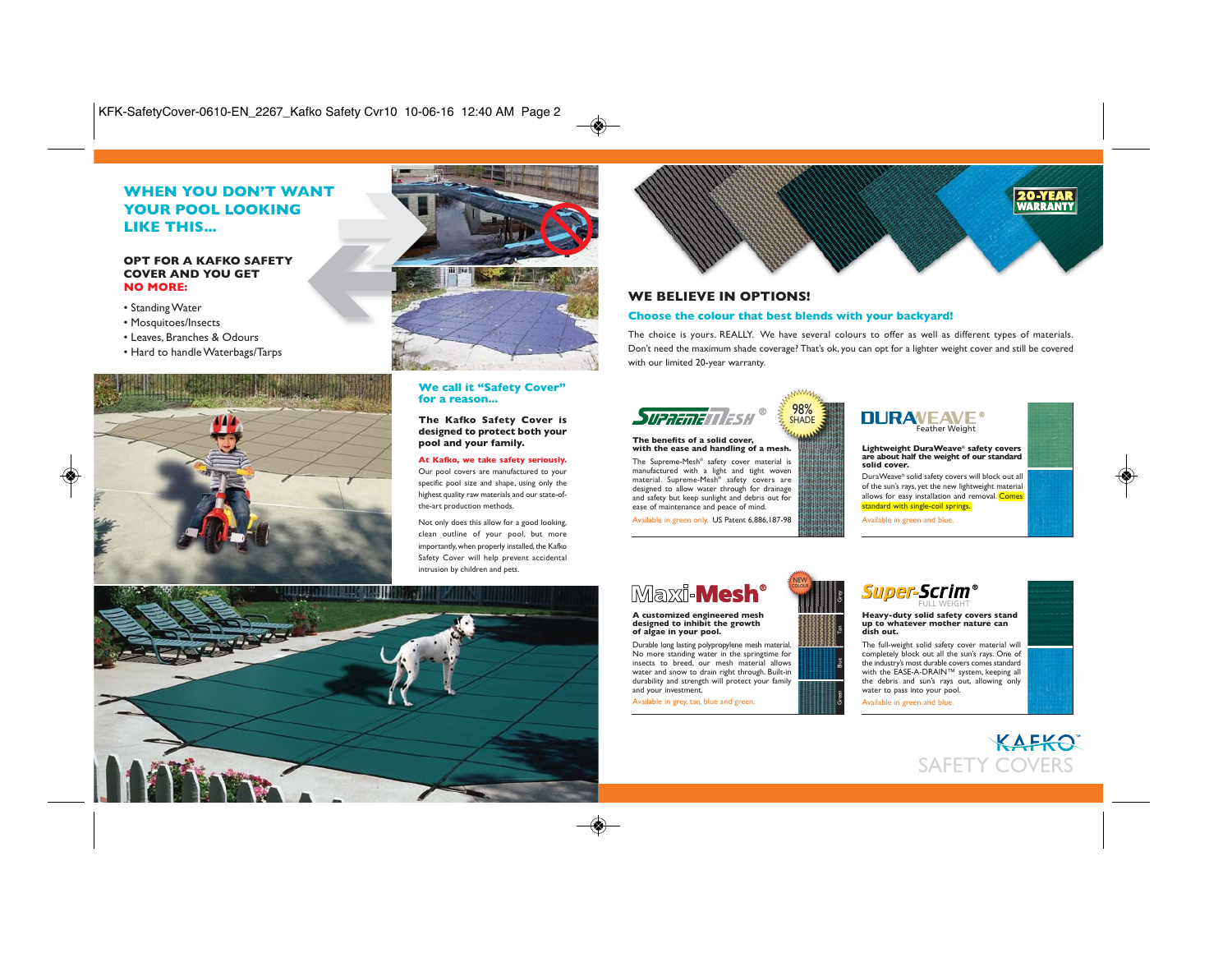## WHEN YOU DON'T WANT YOUR POOL LOOKING LIKE THIS...

**OPT FOR A KAFKO SAFETY COVER AND YOU GET NO MORE:**

- Standing Water
- Mosquitoes/Insects
- Leaves, Branches & Odours
- Hard to handle Waterbags/Tarps

### We call it "Safety Cover" for a reason...

**The Kafko Safety Cover is designed to protect both your pool and your family.**

**At Kafko, we take safety seriously.** Our pool covers are manufactured to your specific pool size and shape, using only the highest quality raw materials and our state-of-the-art production methods.

Not only does this allow for a good looking, clean outline of your pool, but more importantly, when properly installed, the Kafko Safety Cover will help prevent accidental intrusion by children and pets.

20-YEAR WARRANTY

## WE BELIEVE IN OPTIONS!

### Choose the colour that best blends with your backyard!

The choice is yours. REALLY. We have several colours to offer as well as different types of materials. Don't need the maximum shade coverage? That's ok, you can opt for a lighter weight cover and still be covered with our limited 20-year warranty.

### SUPREME MESH®

98% SHADE

**The benefits of a solid cover, with the ease and handling of a mesh.**

The Supreme-Mesh® safety cover material is manufactured with a light and tight woven material. Supreme-Mesh® safety covers are designed to allow water through for drainage and safety but keep sunlight and debris out for ease of maintenance and peace of mind.

Available in green only. US Patent 6,886,187-98

### DURAWEAVE® Feather Weight

**Lightweight DuraWeave® safety covers are about half the weight of our standard solid cover.**

DuraWeave® solid safety covers will block out all of the sun's rays, yet the new lightweight material allows for easy installation and removal. Comes standard with single-coil springs.

Available in green and blue.

### Maxi-Mesh®

NEW COLOUR

**A customized engineered mesh designed to inhibit the growth of algae in your pool.**

Durable long lasting polypropylene mesh material. No more standing water in the springtime for insects to breed, our mesh material allows water and snow to drain right through. Built-in durability and strength will protect your family and your investment.

Available in grey, tan, blue and green.

Grey
Tan
Blue
Green

### Super-Scrim® FULL WEIGHT

**Heavy-duty solid safety covers stand up to whatever mother nature can dish out.**

The full-weight solid safety cover material will completely block out all the sun's rays. One of the industry's most durable covers comes standard with the EASE-A-DRAIN™ system, keeping all the debris and sun's rays out, allowing only water to pass into your pool.

Available in green and blue.

KAFKO™ SAFETY COVERS